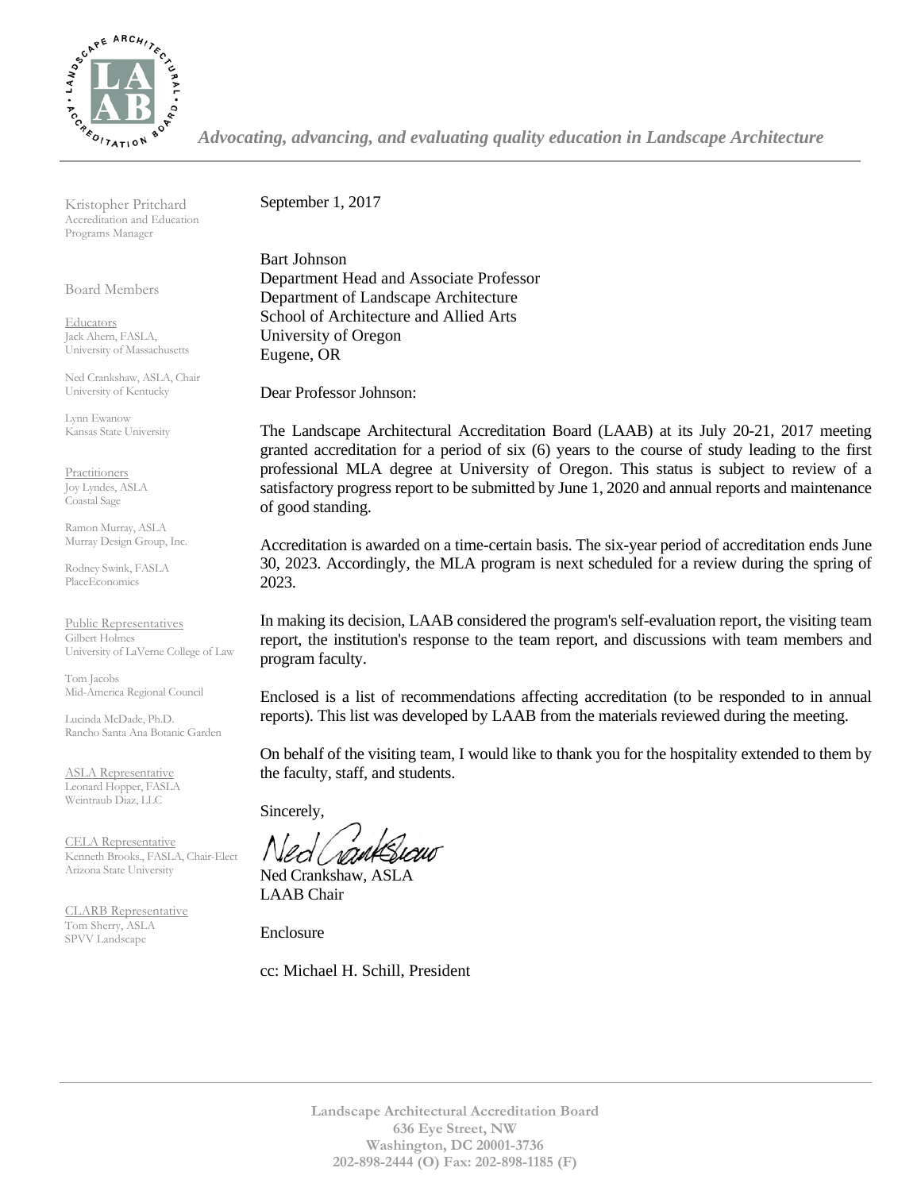*Advocating, advancing, and evaluating quality education in Landscape Architecture*

Kristopher Pritchard
Accreditation and Education Programs Manager

Board Members

Educators
Jack Ahern, FASLA, University of Massachusetts

Ned Crankshaw, ASLA, Chair
University of Kentucky

Lynn Ewanow
Kansas State University

Practitioners
Joy Lyndes, ASLA
Coastal Sage

Ramon Murray, ASLA
Murray Design Group, Inc.

Rodney Swink, FASLA
PlaceEconomics

Public Representatives
Gilbert Holmes
University of LaVerne College of Law

Tom Jacobs
Mid-America Regional Council

Lucinda McDade, Ph.D.
Rancho Santa Ana Botanic Garden

ASLA Representative
Leonard Hopper, FASLA
Weintraub Diaz, LLC

CELA Representative
Kenneth Brooks., FASLA, Chair-Elect
Arizona State University

CLARB Representative
Tom Sherry, ASLA
SPVV Landscape

September 1, 2017

Bart Johnson
Department Head and Associate Professor
Department of Landscape Architecture
School of Architecture and Allied Arts
University of Oregon
Eugene, OR

Dear Professor Johnson:

The Landscape Architectural Accreditation Board (LAAB) at its July 20-21, 2017 meeting granted accreditation for a period of six (6) years to the course of study leading to the first professional MLA degree at University of Oregon. This status is subject to review of a satisfactory progress report to be submitted by June 1, 2020 and annual reports and maintenance of good standing.

Accreditation is awarded on a time-certain basis. The six-year period of accreditation ends June 30, 2023. Accordingly, the MLA program is next scheduled for a review during the spring of 2023.

In making its decision, LAAB considered the program's self-evaluation report, the visiting team report, the institution's response to the team report, and discussions with team members and program faculty.

Enclosed is a list of recommendations affecting accreditation (to be responded to in annual reports). This list was developed by LAAB from the materials reviewed during the meeting.

On behalf of the visiting team, I would like to thank you for the hospitality extended to them by the faculty, staff, and students.

Sincerely,

Ned Crankshaw, ASLA
LAAB Chair

Enclosure

cc: Michael H. Schill, President

**Landscape Architectural Accreditation Board**
**636 Eye Street, NW**
**Washington, DC 20001-3736**
**202-898-2444 (O) Fax: 202-898-1185 (F)**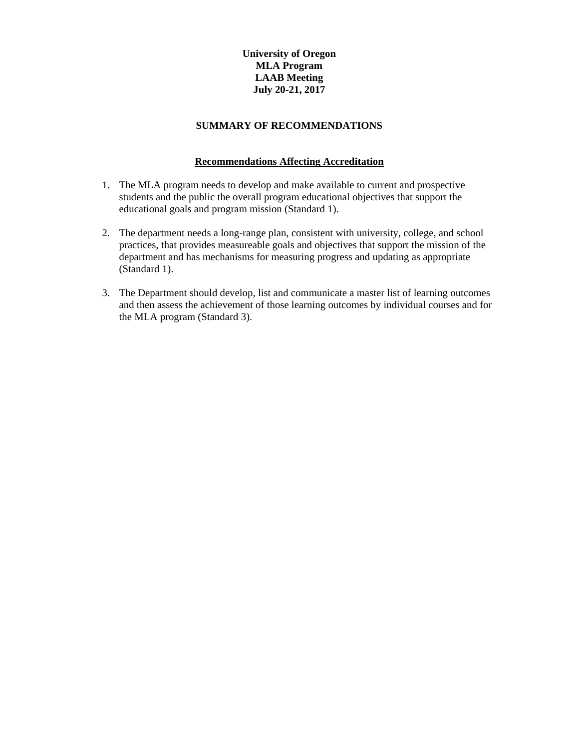**University of Oregon**
**MLA Program**
**LAAB Meeting**
**July 20-21, 2017**

## SUMMARY OF RECOMMENDATIONS

### Recommendations Affecting Accreditation

1. The MLA program needs to develop and make available to current and prospective students and the public the overall program educational objectives that support the educational goals and program mission (Standard 1).

2. The department needs a long-range plan, consistent with university, college, and school practices, that provides measureable goals and objectives that support the mission of the department and has mechanisms for measuring progress and updating as appropriate (Standard 1).

3. The Department should develop, list and communicate a master list of learning outcomes and then assess the achievement of those learning outcomes by individual courses and for the MLA program (Standard 3).